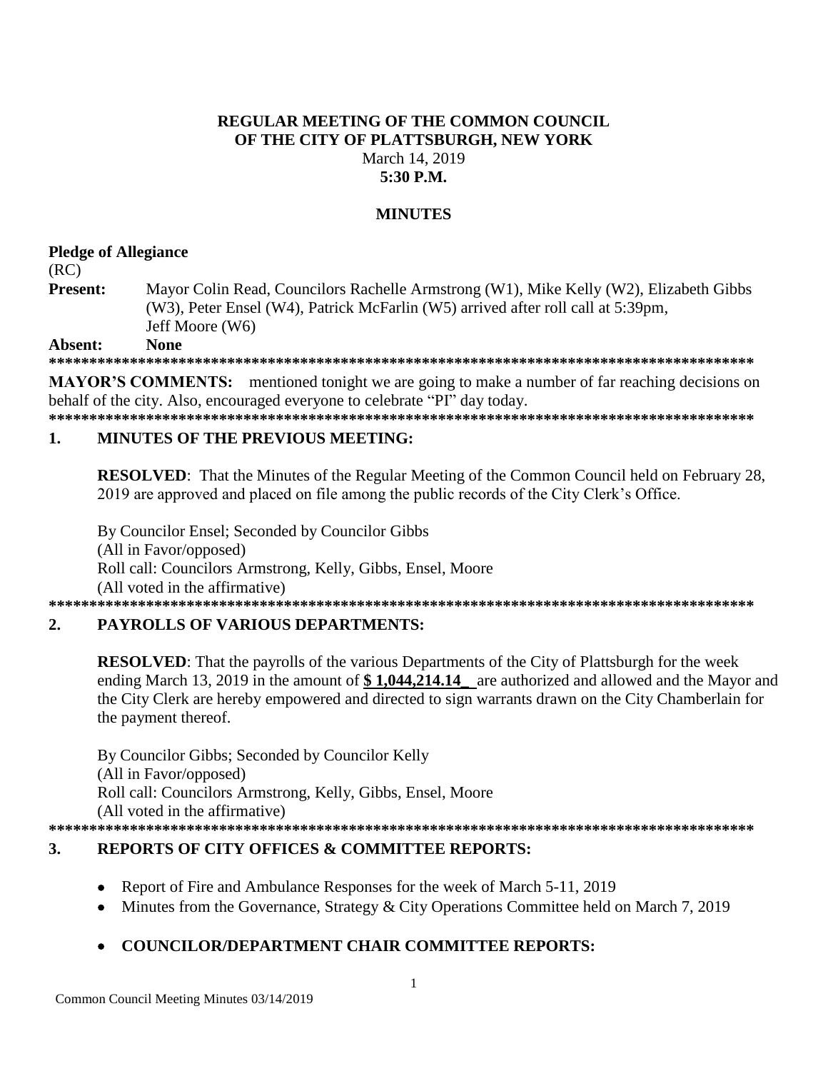# REGULAR MEETING OF THE COMMON COUNCIL OF THE CITY OF PLATTSBURGH, NEW YORK

March 14, 2019
**5:30 P.M.**

## MINUTES

**Pledge of Allegiance**

(RC)

**Present:** Mayor Colin Read, Councilors Rachelle Armstrong (W1), Mike Kelly (W2), Elizabeth Gibbs (W3), Peter Ensel (W4), Patrick McFarlin (W5) arrived after roll call at 5:39pm, Jeff Moore (W6)

**Absent: None**

**\*\*\*\*\*\*\*\*\*\*\*\*\*\*\*\*\*\*\*\*\*\*\*\*\*\*\*\*\*\*\*\*\*\*\*\*\*\*\*\*\*\*\*\*\*\*\*\*\*\*\*\*\*\*\*\*\*\*\*\*\*\*\*\*\*\*\*\*\*\*\*\*\*\*\*\*\*\*\*\*\*\*\*\*\*\*\*\*\***

**MAYOR'S COMMENTS:** mentioned tonight we are going to make a number of far reaching decisions on behalf of the city. Also, encouraged everyone to celebrate "PI" day today.

**\*\*\*\*\*\*\*\*\*\*\*\*\*\*\*\*\*\*\*\*\*\*\*\*\*\*\*\*\*\*\*\*\*\*\*\*\*\*\*\*\*\*\*\*\*\*\*\*\*\*\*\*\*\*\*\*\*\*\*\*\*\*\*\*\*\*\*\*\*\*\*\*\*\*\*\*\*\*\*\*\*\*\*\*\*\*\*\*\***

### 1. MINUTES OF THE PREVIOUS MEETING:

**RESOLVED**: That the Minutes of the Regular Meeting of the Common Council held on February 28, 2019 are approved and placed on file among the public records of the City Clerk's Office.

By Councilor Ensel; Seconded by Councilor Gibbs
(All in Favor/opposed)
Roll call: Councilors Armstrong, Kelly, Gibbs, Ensel, Moore
(All voted in the affirmative)

**\*\*\*\*\*\*\*\*\*\*\*\*\*\*\*\*\*\*\*\*\*\*\*\*\*\*\*\*\*\*\*\*\*\*\*\*\*\*\*\*\*\*\*\*\*\*\*\*\*\*\*\*\*\*\*\*\*\*\*\*\*\*\*\*\*\*\*\*\*\*\*\*\*\*\*\*\*\*\*\*\*\*\*\*\*\*\*\*\***

### 2. PAYROLLS OF VARIOUS DEPARTMENTS:

**RESOLVED**: That the payrolls of the various Departments of the City of Plattsburgh for the week ending March 13, 2019 in the amount of **$ 1,044,214.14\_** are authorized and allowed and the Mayor and the City Clerk are hereby empowered and directed to sign warrants drawn on the City Chamberlain for the payment thereof.

By Councilor Gibbs; Seconded by Councilor Kelly
(All in Favor/opposed)
Roll call: Councilors Armstrong, Kelly, Gibbs, Ensel, Moore
(All voted in the affirmative)

**\*\*\*\*\*\*\*\*\*\*\*\*\*\*\*\*\*\*\*\*\*\*\*\*\*\*\*\*\*\*\*\*\*\*\*\*\*\*\*\*\*\*\*\*\*\*\*\*\*\*\*\*\*\*\*\*\*\*\*\*\*\*\*\*\*\*\*\*\*\*\*\*\*\*\*\*\*\*\*\*\*\*\*\*\*\*\*\*\***

### 3. REPORTS OF CITY OFFICES & COMMITTEE REPORTS:

- Report of Fire and Ambulance Responses for the week of March 5-11, 2019
- Minutes from the Governance, Strategy & City Operations Committee held on March 7, 2019
- **COUNCILOR/DEPARTMENT CHAIR COMMITTEE REPORTS:**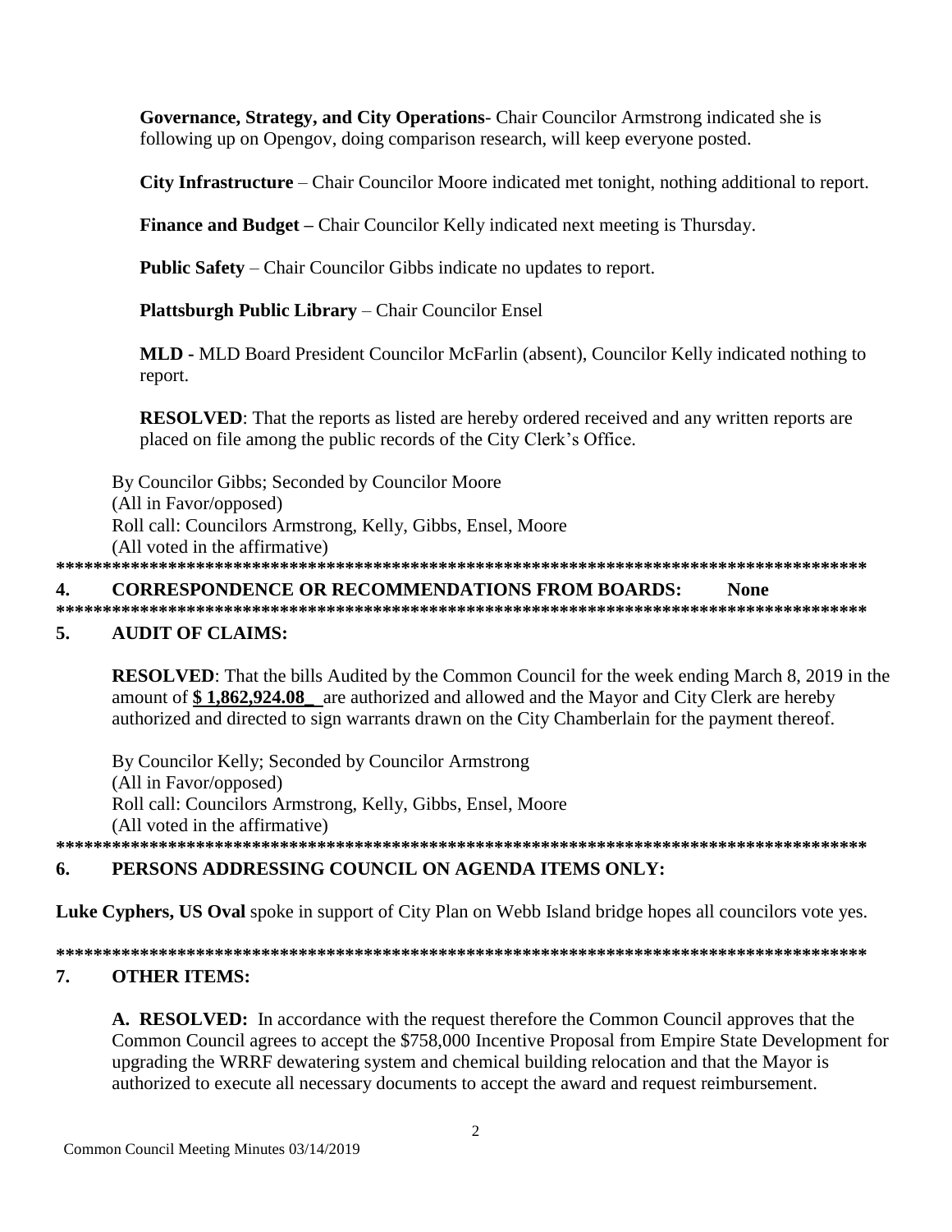**Governance, Strategy, and City Operations**- Chair Councilor Armstrong indicated she is following up on Opengov, doing comparison research, will keep everyone posted.

**City Infrastructure** – Chair Councilor Moore indicated met tonight, nothing additional to report.

**Finance and Budget –** Chair Councilor Kelly indicated next meeting is Thursday.

**Public Safety** – Chair Councilor Gibbs indicate no updates to report.

**Plattsburgh Public Library** – Chair Councilor Ensel

**MLD -** MLD Board President Councilor McFarlin (absent), Councilor Kelly indicated nothing to report.

**RESOLVED**: That the reports as listed are hereby ordered received and any written reports are placed on file among the public records of the City Clerk's Office.

By Councilor Gibbs; Seconded by Councilor Moore
(All in Favor/opposed)
Roll call: Councilors Armstrong, Kelly, Gibbs, Ensel, Moore
(All voted in the affirmative)

*******************************************************************************************

## 4. CORRESPONDENCE OR RECOMMENDATIONS FROM BOARDS: None

*******************************************************************************************

## 5. AUDIT OF CLAIMS:

**RESOLVED**: That the bills Audited by the Common Council for the week ending March 8, 2019 in the amount of **$ 1,862,924.08_** are authorized and allowed and the Mayor and City Clerk are hereby authorized and directed to sign warrants drawn on the City Chamberlain for the payment thereof.

By Councilor Kelly; Seconded by Councilor Armstrong
(All in Favor/opposed)
Roll call: Councilors Armstrong, Kelly, Gibbs, Ensel, Moore
(All voted in the affirmative)

*******************************************************************************************

## 6. PERSONS ADDRESSING COUNCIL ON AGENDA ITEMS ONLY:

**Luke Cyphers, US Oval** spoke in support of City Plan on Webb Island bridge hopes all councilors vote yes.

*******************************************************************************************

## 7. OTHER ITEMS:

**A. RESOLVED:** In accordance with the request therefore the Common Council approves that the Common Council agrees to accept the $758,000 Incentive Proposal from Empire State Development for upgrading the WRRF dewatering system and chemical building relocation and that the Mayor is authorized to execute all necessary documents to accept the award and request reimbursement.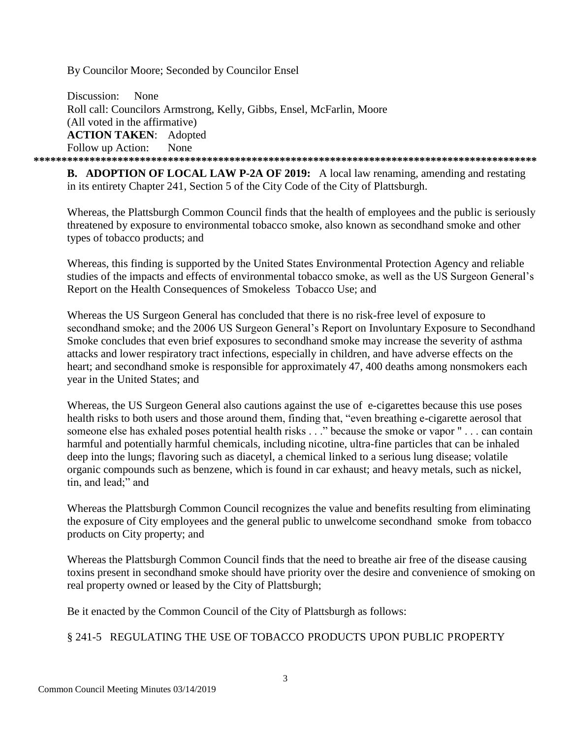By Councilor Moore; Seconded by Councilor Ensel

Discussion: None
Roll call: Councilors Armstrong, Kelly, Gibbs, Ensel, McFarlin, Moore
(All voted in the affirmative)
**ACTION TAKEN**: Adopted
Follow up Action: None

**********************************************************************************************

**B. ADOPTION OF LOCAL LAW P-2A OF 2019:** A local law renaming, amending and restating in its entirety Chapter 241, Section 5 of the City Code of the City of Plattsburgh.

Whereas, the Plattsburgh Common Council finds that the health of employees and the public is seriously threatened by exposure to environmental tobacco smoke, also known as secondhand smoke and other types of tobacco products; and

Whereas, this finding is supported by the United States Environmental Protection Agency and reliable studies of the impacts and effects of environmental tobacco smoke, as well as the US Surgeon General's Report on the Health Consequences of Smokeless Tobacco Use; and

Whereas the US Surgeon General has concluded that there is no risk-free level of exposure to secondhand smoke; and the 2006 US Surgeon General's Report on Involuntary Exposure to Secondhand Smoke concludes that even brief exposures to secondhand smoke may increase the severity of asthma attacks and lower respiratory tract infections, especially in children, and have adverse effects on the heart; and secondhand smoke is responsible for approximately 47, 400 deaths among nonsmokers each year in the United States; and

Whereas, the US Surgeon General also cautions against the use of e-cigarettes because this use poses health risks to both users and those around them, finding that, "even breathing e-cigarette aerosol that someone else has exhaled poses potential health risks . . ." because the smoke or vapor " . . . can contain harmful and potentially harmful chemicals, including nicotine, ultra-fine particles that can be inhaled deep into the lungs; flavoring such as diacetyl, a chemical linked to a serious lung disease; volatile organic compounds such as benzene, which is found in car exhaust; and heavy metals, such as nickel, tin, and lead;" and

Whereas the Plattsburgh Common Council recognizes the value and benefits resulting from eliminating the exposure of City employees and the general public to unwelcome secondhand smoke from tobacco products on City property; and

Whereas the Plattsburgh Common Council finds that the need to breathe air free of the disease causing toxins present in secondhand smoke should have priority over the desire and convenience of smoking on real property owned or leased by the City of Plattsburgh;

Be it enacted by the Common Council of the City of Plattsburgh as follows:

§ 241-5 REGULATING THE USE OF TOBACCO PRODUCTS UPON PUBLIC PROPERTY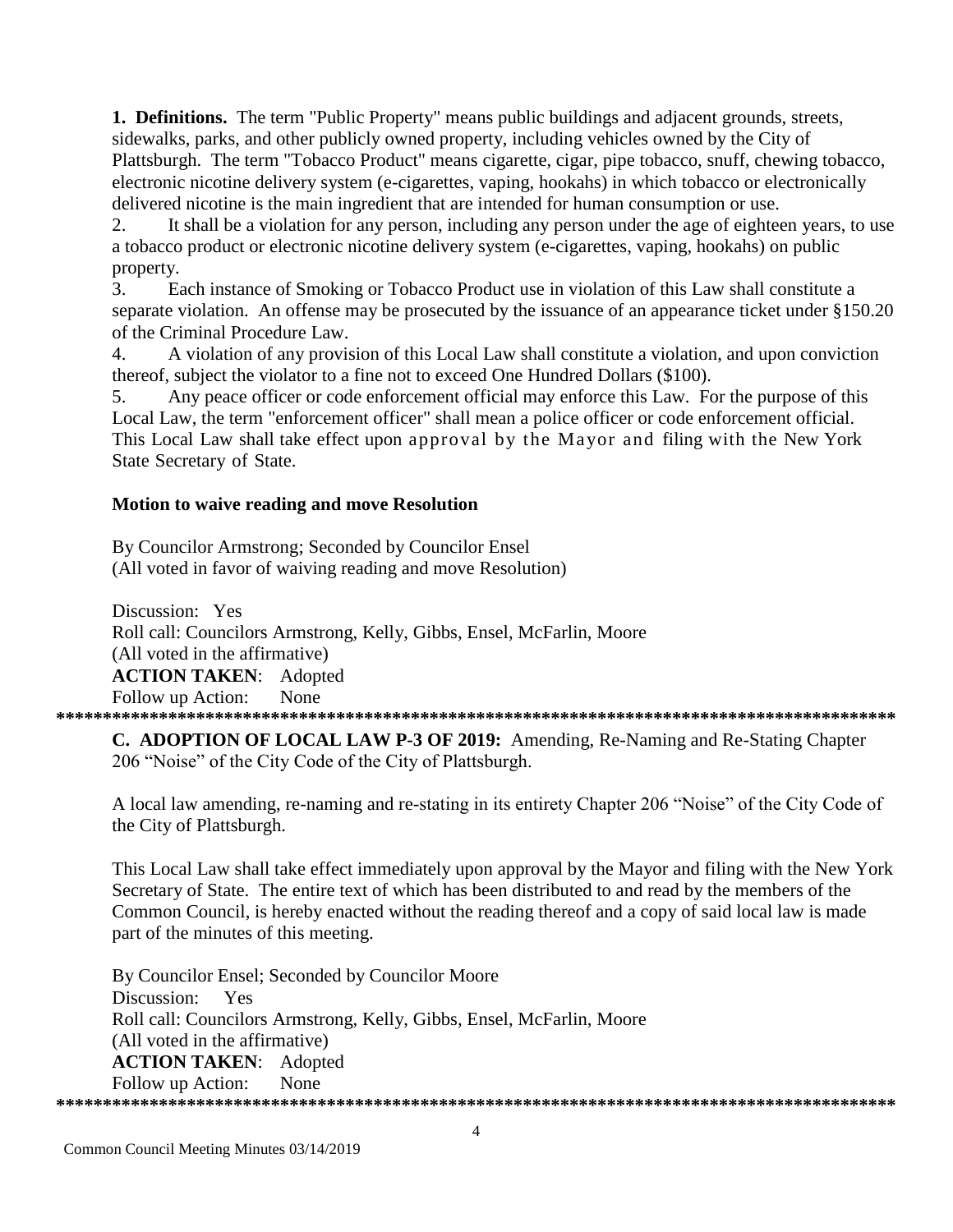**1. Definitions.** The term "Public Property" means public buildings and adjacent grounds, streets, sidewalks, parks, and other publicly owned property, including vehicles owned by the City of Plattsburgh. The term "Tobacco Product" means cigarette, cigar, pipe tobacco, snuff, chewing tobacco, electronic nicotine delivery system (e-cigarettes, vaping, hookahs) in which tobacco or electronically delivered nicotine is the main ingredient that are intended for human consumption or use.

2. It shall be a violation for any person, including any person under the age of eighteen years, to use a tobacco product or electronic nicotine delivery system (e-cigarettes, vaping, hookahs) on public property.

3. Each instance of Smoking or Tobacco Product use in violation of this Law shall constitute a separate violation. An offense may be prosecuted by the issuance of an appearance ticket under §150.20 of the Criminal Procedure Law.

4. A violation of any provision of this Local Law shall constitute a violation, and upon conviction thereof, subject the violator to a fine not to exceed One Hundred Dollars ($100).

5. Any peace officer or code enforcement official may enforce this Law. For the purpose of this Local Law, the term "enforcement officer" shall mean a police officer or code enforcement official.

This Local Law shall take effect upon approval by the Mayor and filing with the New York State Secretary of State.

**Motion to waive reading and move Resolution**

By Councilor Armstrong; Seconded by Councilor Ensel
(All voted in favor of waiving reading and move Resolution)

Discussion: Yes
Roll call: Councilors Armstrong, Kelly, Gibbs, Ensel, McFarlin, Moore
(All voted in the affirmative)
**ACTION TAKEN**: Adopted
Follow up Action: None

*******************************************************************************************

**C. ADOPTION OF LOCAL LAW P-3 OF 2019:** Amending, Re-Naming and Re-Stating Chapter 206 "Noise" of the City Code of the City of Plattsburgh.

A local law amending, re-naming and re-stating in its entirety Chapter 206 "Noise" of the City Code of the City of Plattsburgh.

This Local Law shall take effect immediately upon approval by the Mayor and filing with the New York Secretary of State. The entire text of which has been distributed to and read by the members of the Common Council, is hereby enacted without the reading thereof and a copy of said local law is made part of the minutes of this meeting.

By Councilor Ensel; Seconded by Councilor Moore
Discussion: Yes
Roll call: Councilors Armstrong, Kelly, Gibbs, Ensel, McFarlin, Moore
(All voted in the affirmative)
**ACTION TAKEN**: Adopted
Follow up Action: None

*******************************************************************************************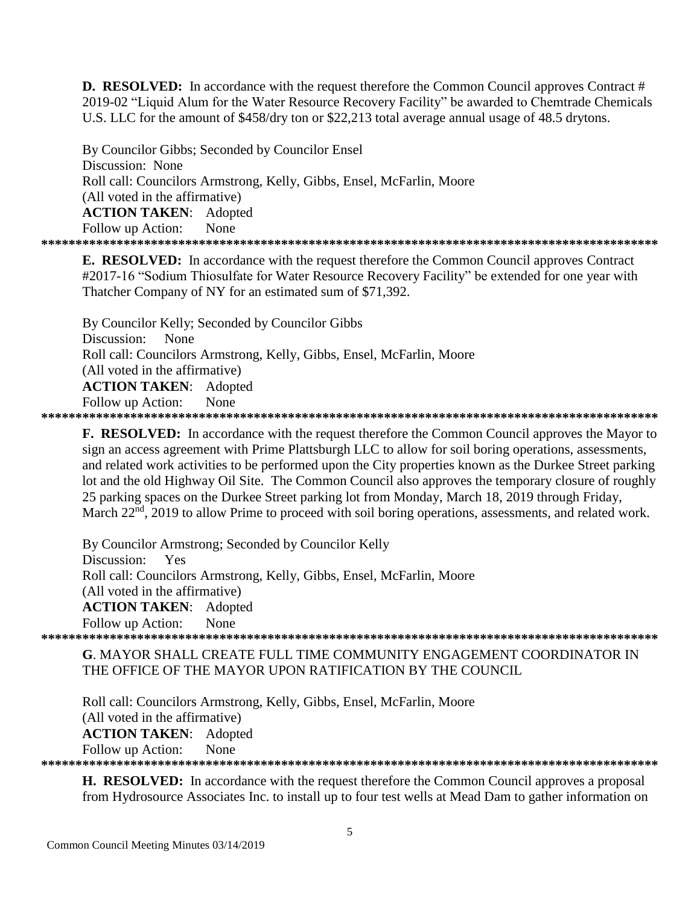**D. RESOLVED:** In accordance with the request therefore the Common Council approves Contract # 2019-02 "Liquid Alum for the Water Resource Recovery Facility" be awarded to Chemtrade Chemicals U.S. LLC for the amount of $458/dry ton or $22,213 total average annual usage of 48.5 drytons.

By Councilor Gibbs; Seconded by Councilor Ensel
Discussion: None
Roll call: Councilors Armstrong, Kelly, Gibbs, Ensel, McFarlin, Moore
(All voted in the affirmative)
**ACTION TAKEN**: Adopted
Follow up Action: None

*******************************************************************************************

**E. RESOLVED:** In accordance with the request therefore the Common Council approves Contract #2017-16 "Sodium Thiosulfate for Water Resource Recovery Facility" be extended for one year with Thatcher Company of NY for an estimated sum of $71,392.

By Councilor Kelly; Seconded by Councilor Gibbs
Discussion: None
Roll call: Councilors Armstrong, Kelly, Gibbs, Ensel, McFarlin, Moore
(All voted in the affirmative)
**ACTION TAKEN**: Adopted
Follow up Action: None

*******************************************************************************************

**F. RESOLVED:** In accordance with the request therefore the Common Council approves the Mayor to sign an access agreement with Prime Plattsburgh LLC to allow for soil boring operations, assessments, and related work activities to be performed upon the City properties known as the Durkee Street parking lot and the old Highway Oil Site. The Common Council also approves the temporary closure of roughly 25 parking spaces on the Durkee Street parking lot from Monday, March 18, 2019 through Friday, March 22nd, 2019 to allow Prime to proceed with soil boring operations, assessments, and related work.

By Councilor Armstrong; Seconded by Councilor Kelly
Discussion: Yes
Roll call: Councilors Armstrong, Kelly, Gibbs, Ensel, McFarlin, Moore
(All voted in the affirmative)
**ACTION TAKEN**: Adopted
Follow up Action: None

*******************************************************************************************

**G**. MAYOR SHALL CREATE FULL TIME COMMUNITY ENGAGEMENT COORDINATOR IN THE OFFICE OF THE MAYOR UPON RATIFICATION BY THE COUNCIL

Roll call: Councilors Armstrong, Kelly, Gibbs, Ensel, McFarlin, Moore
(All voted in the affirmative)
**ACTION TAKEN**: Adopted
Follow up Action: None

*******************************************************************************************

**H. RESOLVED:** In accordance with the request therefore the Common Council approves a proposal from Hydrosource Associates Inc. to install up to four test wells at Mead Dam to gather information on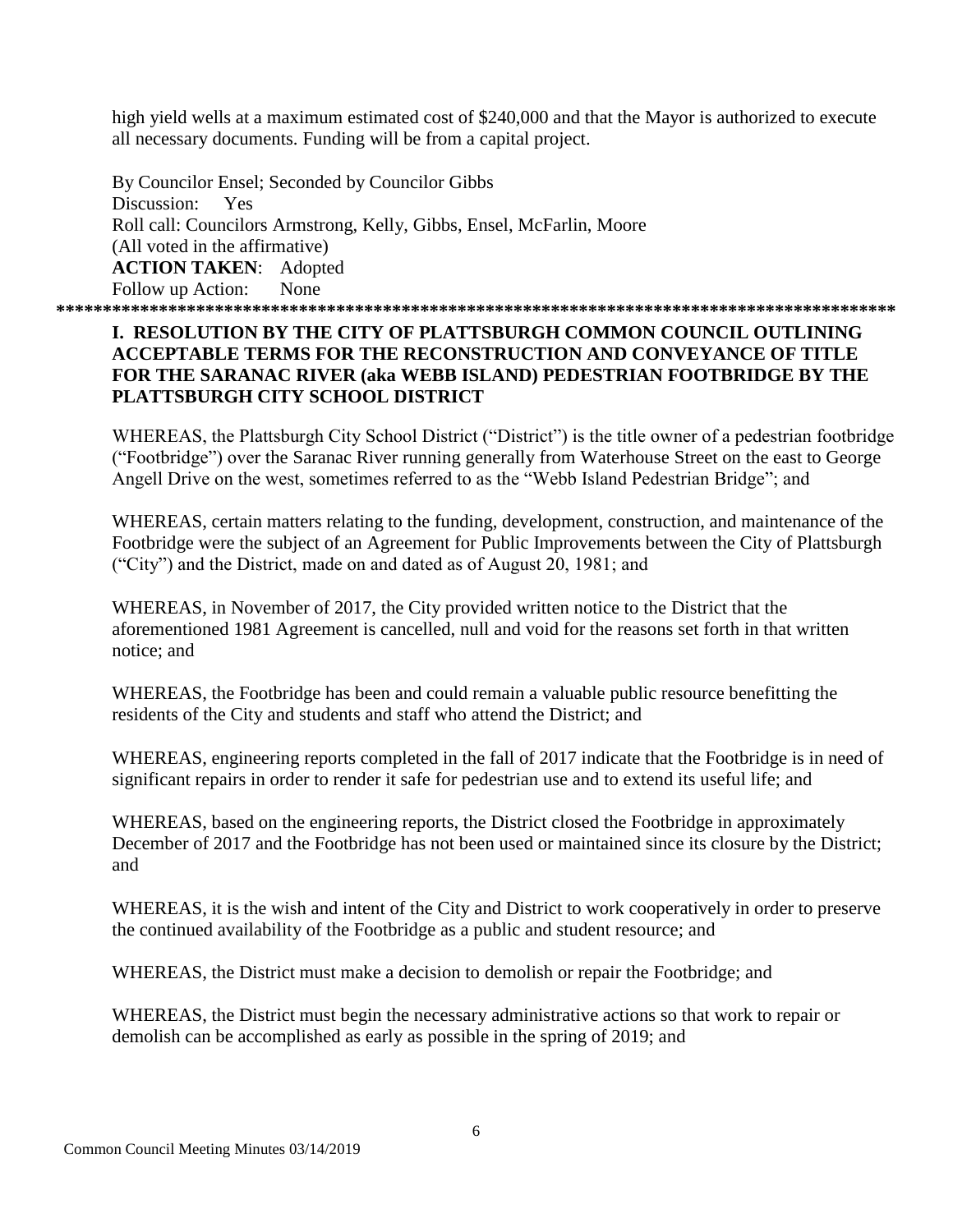high yield wells at a maximum estimated cost of $240,000 and that the Mayor is authorized to execute all necessary documents. Funding will be from a capital project.

By Councilor Ensel; Seconded by Councilor Gibbs
Discussion: Yes
Roll call: Councilors Armstrong, Kelly, Gibbs, Ensel, McFarlin, Moore
(All voted in the affirmative)
**ACTION TAKEN**: Adopted
Follow up Action: None

*******************************************************************************************

**I. RESOLUTION BY THE CITY OF PLATTSBURGH COMMON COUNCIL OUTLINING ACCEPTABLE TERMS FOR THE RECONSTRUCTION AND CONVEYANCE OF TITLE FOR THE SARANAC RIVER (aka WEBB ISLAND) PEDESTRIAN FOOTBRIDGE BY THE PLATTSBURGH CITY SCHOOL DISTRICT**

WHEREAS, the Plattsburgh City School District ("District") is the title owner of a pedestrian footbridge ("Footbridge") over the Saranac River running generally from Waterhouse Street on the east to George Angell Drive on the west, sometimes referred to as the "Webb Island Pedestrian Bridge"; and

WHEREAS, certain matters relating to the funding, development, construction, and maintenance of the Footbridge were the subject of an Agreement for Public Improvements between the City of Plattsburgh ("City") and the District, made on and dated as of August 20, 1981; and

WHEREAS, in November of 2017, the City provided written notice to the District that the aforementioned 1981 Agreement is cancelled, null and void for the reasons set forth in that written notice; and

WHEREAS, the Footbridge has been and could remain a valuable public resource benefitting the residents of the City and students and staff who attend the District; and

WHEREAS, engineering reports completed in the fall of 2017 indicate that the Footbridge is in need of significant repairs in order to render it safe for pedestrian use and to extend its useful life; and

WHEREAS, based on the engineering reports, the District closed the Footbridge in approximately December of 2017 and the Footbridge has not been used or maintained since its closure by the District; and

WHEREAS, it is the wish and intent of the City and District to work cooperatively in order to preserve the continued availability of the Footbridge as a public and student resource; and

WHEREAS, the District must make a decision to demolish or repair the Footbridge; and

WHEREAS, the District must begin the necessary administrative actions so that work to repair or demolish can be accomplished as early as possible in the spring of 2019; and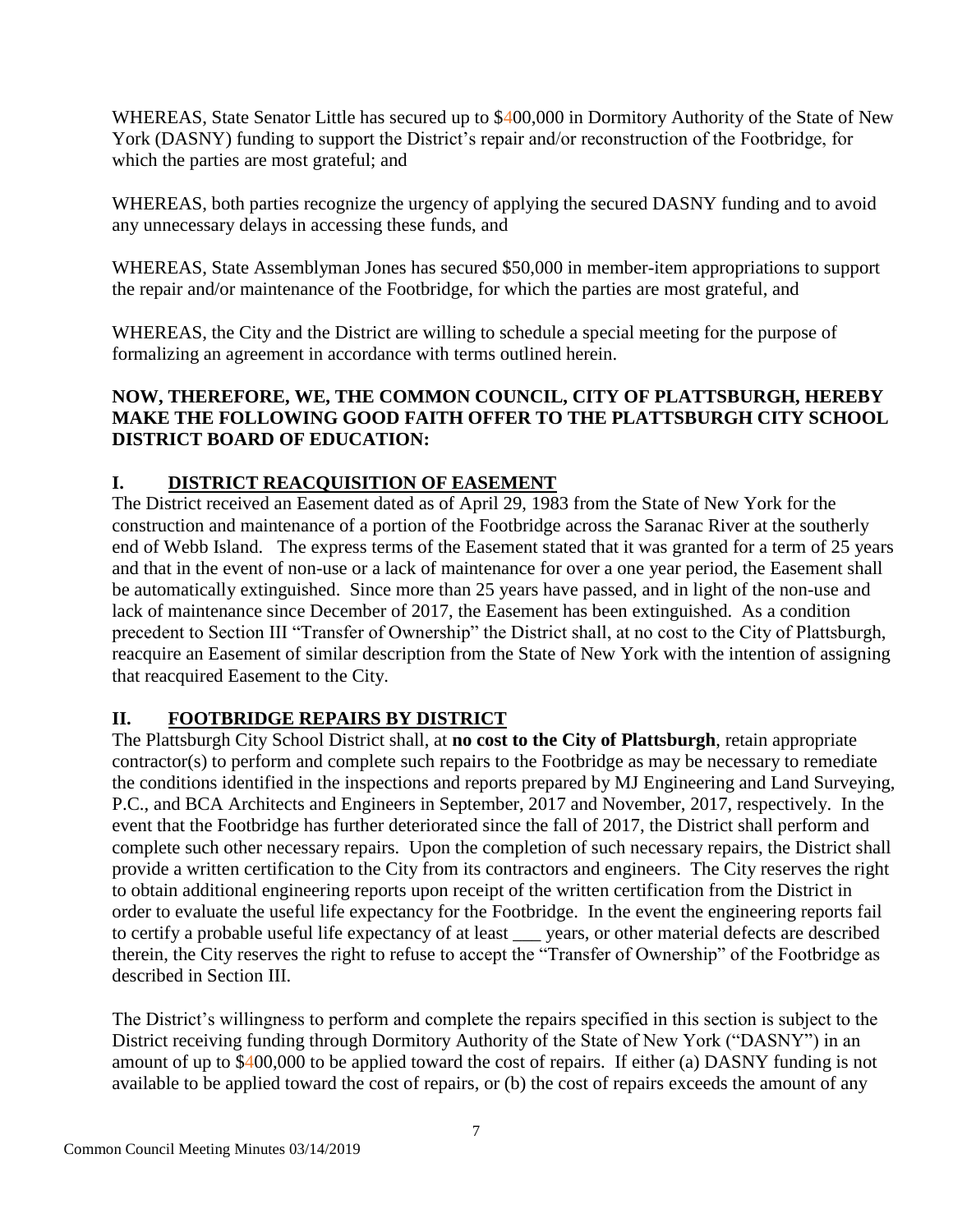WHEREAS, State Senator Little has secured up to $400,000 in Dormitory Authority of the State of New York (DASNY) funding to support the District's repair and/or reconstruction of the Footbridge, for which the parties are most grateful; and

WHEREAS, both parties recognize the urgency of applying the secured DASNY funding and to avoid any unnecessary delays in accessing these funds, and

WHEREAS, State Assemblyman Jones has secured $50,000 in member-item appropriations to support the repair and/or maintenance of the Footbridge, for which the parties are most grateful, and

WHEREAS, the City and the District are willing to schedule a special meeting for the purpose of formalizing an agreement in accordance with terms outlined herein.

**NOW, THEREFORE, WE, THE COMMON COUNCIL, CITY OF PLATTSBURGH, HEREBY MAKE THE FOLLOWING GOOD FAITH OFFER TO THE PLATTSBURGH CITY SCHOOL DISTRICT BOARD OF EDUCATION:**

## I. DISTRICT REACQUISITION OF EASEMENT

The District received an Easement dated as of April 29, 1983 from the State of New York for the construction and maintenance of a portion of the Footbridge across the Saranac River at the southerly end of Webb Island. The express terms of the Easement stated that it was granted for a term of 25 years and that in the event of non-use or a lack of maintenance for over a one year period, the Easement shall be automatically extinguished. Since more than 25 years have passed, and in light of the non-use and lack of maintenance since December of 2017, the Easement has been extinguished. As a condition precedent to Section III "Transfer of Ownership" the District shall, at no cost to the City of Plattsburgh, reacquire an Easement of similar description from the State of New York with the intention of assigning that reacquired Easement to the City.

## II. FOOTBRIDGE REPAIRS BY DISTRICT

The Plattsburgh City School District shall, at **no cost to the City of Plattsburgh**, retain appropriate contractor(s) to perform and complete such repairs to the Footbridge as may be necessary to remediate the conditions identified in the inspections and reports prepared by MJ Engineering and Land Surveying, P.C., and BCA Architects and Engineers in September, 2017 and November, 2017, respectively. In the event that the Footbridge has further deteriorated since the fall of 2017, the District shall perform and complete such other necessary repairs. Upon the completion of such necessary repairs, the District shall provide a written certification to the City from its contractors and engineers. The City reserves the right to obtain additional engineering reports upon receipt of the written certification from the District in order to evaluate the useful life expectancy for the Footbridge. In the event the engineering reports fail to certify a probable useful life expectancy of at least ___ years, or other material defects are described therein, the City reserves the right to refuse to accept the "Transfer of Ownership" of the Footbridge as described in Section III.

The District's willingness to perform and complete the repairs specified in this section is subject to the District receiving funding through Dormitory Authority of the State of New York ("DASNY") in an amount of up to $400,000 to be applied toward the cost of repairs. If either (a) DASNY funding is not available to be applied toward the cost of repairs, or (b) the cost of repairs exceeds the amount of any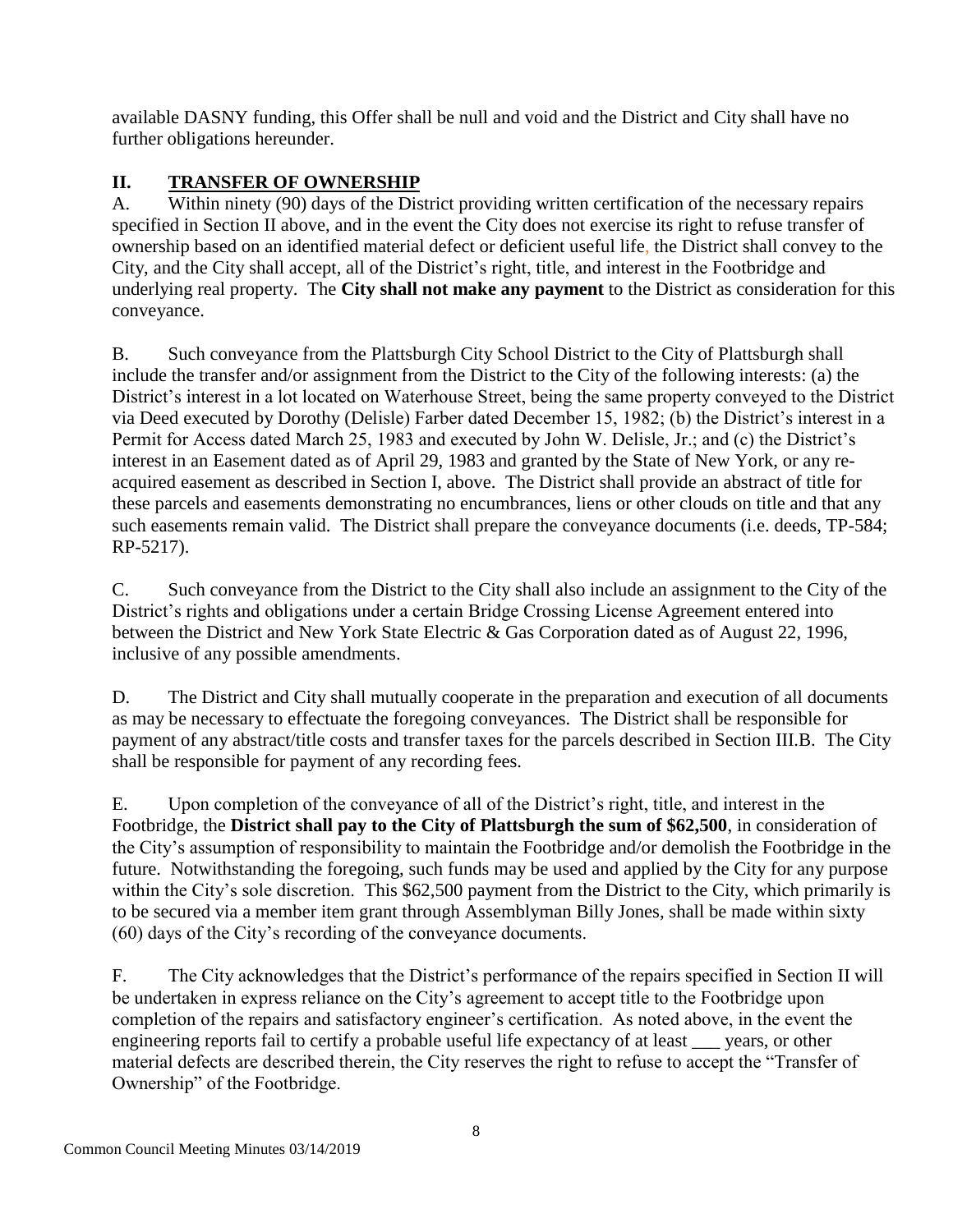available DASNY funding, this Offer shall be null and void and the District and City shall have no further obligations hereunder.

## II. TRANSFER OF OWNERSHIP

A. Within ninety (90) days of the District providing written certification of the necessary repairs specified in Section II above, and in the event the City does not exercise its right to refuse transfer of ownership based on an identified material defect or deficient useful life, the District shall convey to the City, and the City shall accept, all of the District's right, title, and interest in the Footbridge and underlying real property. The **City shall not make any payment** to the District as consideration for this conveyance.

B. Such conveyance from the Plattsburgh City School District to the City of Plattsburgh shall include the transfer and/or assignment from the District to the City of the following interests: (a) the District's interest in a lot located on Waterhouse Street, being the same property conveyed to the District via Deed executed by Dorothy (Delisle) Farber dated December 15, 1982; (b) the District's interest in a Permit for Access dated March 25, 1983 and executed by John W. Delisle, Jr.; and (c) the District's interest in an Easement dated as of April 29, 1983 and granted by the State of New York, or any re-acquired easement as described in Section I, above. The District shall provide an abstract of title for these parcels and easements demonstrating no encumbrances, liens or other clouds on title and that any such easements remain valid. The District shall prepare the conveyance documents (i.e. deeds, TP-584; RP-5217).

C. Such conveyance from the District to the City shall also include an assignment to the City of the District's rights and obligations under a certain Bridge Crossing License Agreement entered into between the District and New York State Electric & Gas Corporation dated as of August 22, 1996, inclusive of any possible amendments.

D. The District and City shall mutually cooperate in the preparation and execution of all documents as may be necessary to effectuate the foregoing conveyances. The District shall be responsible for payment of any abstract/title costs and transfer taxes for the parcels described in Section III.B. The City shall be responsible for payment of any recording fees.

E. Upon completion of the conveyance of all of the District's right, title, and interest in the Footbridge, the **District shall pay to the City of Plattsburgh the sum of $62,500**, in consideration of the City's assumption of responsibility to maintain the Footbridge and/or demolish the Footbridge in the future. Notwithstanding the foregoing, such funds may be used and applied by the City for any purpose within the City's sole discretion. This $62,500 payment from the District to the City, which primarily is to be secured via a member item grant through Assemblyman Billy Jones, shall be made within sixty (60) days of the City's recording of the conveyance documents.

F. The City acknowledges that the District's performance of the repairs specified in Section II will be undertaken in express reliance on the City's agreement to accept title to the Footbridge upon completion of the repairs and satisfactory engineer's certification. As noted above, in the event the engineering reports fail to certify a probable useful life expectancy of at least ___ years, or other material defects are described therein, the City reserves the right to refuse to accept the "Transfer of Ownership" of the Footbridge.

Common Council Meeting Minutes 03/14/2019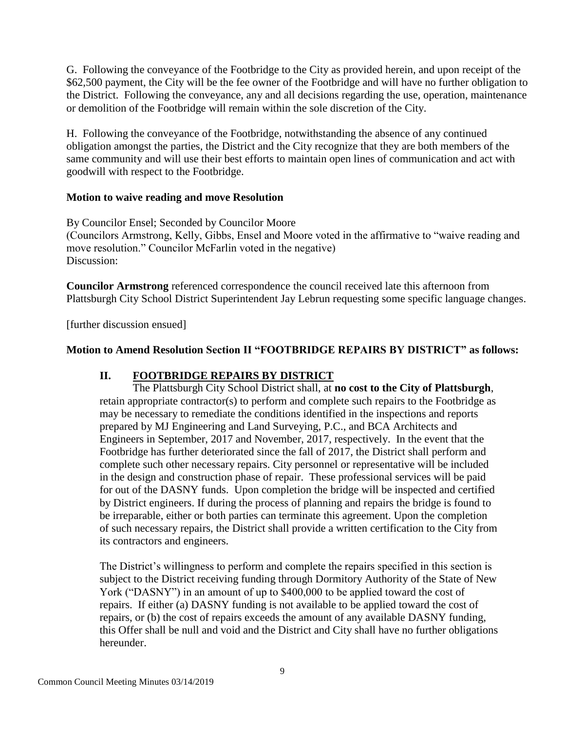G. Following the conveyance of the Footbridge to the City as provided herein, and upon receipt of the $62,500 payment, the City will be the fee owner of the Footbridge and will have no further obligation to the District. Following the conveyance, any and all decisions regarding the use, operation, maintenance or demolition of the Footbridge will remain within the sole discretion of the City.

H. Following the conveyance of the Footbridge, notwithstanding the absence of any continued obligation amongst the parties, the District and the City recognize that they are both members of the same community and will use their best efforts to maintain open lines of communication and act with goodwill with respect to the Footbridge.

**Motion to waive reading and move Resolution**

By Councilor Ensel; Seconded by Councilor Moore
(Councilors Armstrong, Kelly, Gibbs, Ensel and Moore voted in the affirmative to "waive reading and move resolution." Councilor McFarlin voted in the negative)
Discussion:

**Councilor Armstrong** referenced correspondence the council received late this afternoon from Plattsburgh City School District Superintendent Jay Lebrun requesting some specific language changes.

[further discussion ensued]

**Motion to Amend Resolution Section II "FOOTBRIDGE REPAIRS BY DISTRICT" as follows:**

> **II. FOOTBRIDGE REPAIRS BY DISTRICT**
>
> The Plattsburgh City School District shall, at **no cost to the City of Plattsburgh**, retain appropriate contractor(s) to perform and complete such repairs to the Footbridge as may be necessary to remediate the conditions identified in the inspections and reports prepared by MJ Engineering and Land Surveying, P.C., and BCA Architects and Engineers in September, 2017 and November, 2017, respectively. In the event that the Footbridge has further deteriorated since the fall of 2017, the District shall perform and complete such other necessary repairs. City personnel or representative will be included in the design and construction phase of repair. These professional services will be paid for out of the DASNY funds. Upon completion the bridge will be inspected and certified by District engineers. If during the process of planning and repairs the bridge is found to be irreparable, either or both parties can terminate this agreement. Upon the completion of such necessary repairs, the District shall provide a written certification to the City from its contractors and engineers.
>
> The District's willingness to perform and complete the repairs specified in this section is subject to the District receiving funding through Dormitory Authority of the State of New York ("DASNY") in an amount of up to $400,000 to be applied toward the cost of repairs. If either (a) DASNY funding is not available to be applied toward the cost of repairs, or (b) the cost of repairs exceeds the amount of any available DASNY funding, this Offer shall be null and void and the District and City shall have no further obligations hereunder.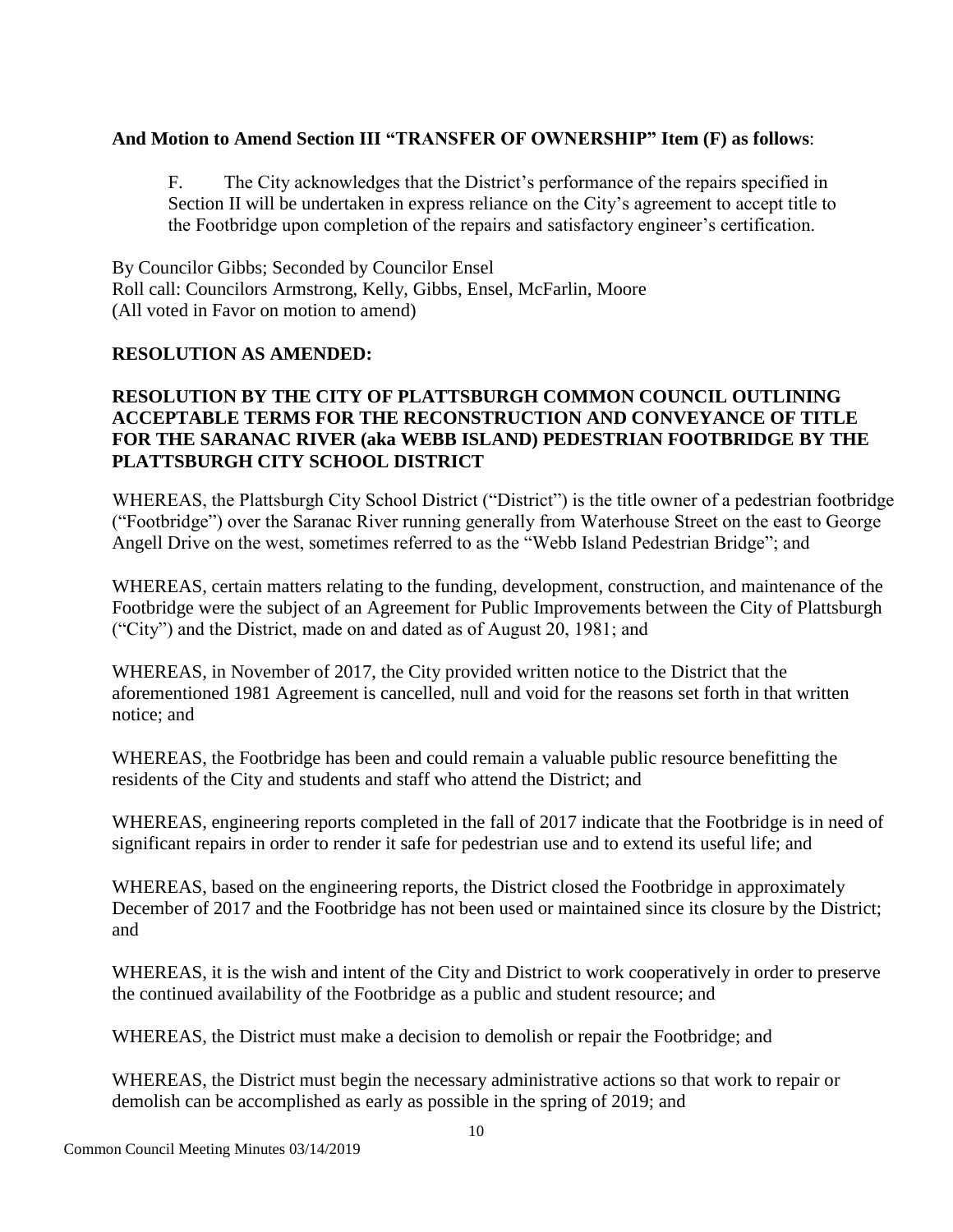**And Motion to Amend Section III "TRANSFER OF OWNERSHIP" Item (F) as follows**:

F. The City acknowledges that the District's performance of the repairs specified in Section II will be undertaken in express reliance on the City's agreement to accept title to the Footbridge upon completion of the repairs and satisfactory engineer's certification.

By Councilor Gibbs; Seconded by Councilor Ensel
Roll call: Councilors Armstrong, Kelly, Gibbs, Ensel, McFarlin, Moore
(All voted in Favor on motion to amend)

**RESOLUTION AS AMENDED:**

**RESOLUTION BY THE CITY OF PLATTSBURGH COMMON COUNCIL OUTLINING ACCEPTABLE TERMS FOR THE RECONSTRUCTION AND CONVEYANCE OF TITLE FOR THE SARANAC RIVER (aka WEBB ISLAND) PEDESTRIAN FOOTBRIDGE BY THE PLATTSBURGH CITY SCHOOL DISTRICT**

WHEREAS, the Plattsburgh City School District ("District") is the title owner of a pedestrian footbridge ("Footbridge") over the Saranac River running generally from Waterhouse Street on the east to George Angell Drive on the west, sometimes referred to as the "Webb Island Pedestrian Bridge"; and

WHEREAS, certain matters relating to the funding, development, construction, and maintenance of the Footbridge were the subject of an Agreement for Public Improvements between the City of Plattsburgh ("City") and the District, made on and dated as of August 20, 1981; and

WHEREAS, in November of 2017, the City provided written notice to the District that the aforementioned 1981 Agreement is cancelled, null and void for the reasons set forth in that written notice; and

WHEREAS, the Footbridge has been and could remain a valuable public resource benefitting the residents of the City and students and staff who attend the District; and

WHEREAS, engineering reports completed in the fall of 2017 indicate that the Footbridge is in need of significant repairs in order to render it safe for pedestrian use and to extend its useful life; and

WHEREAS, based on the engineering reports, the District closed the Footbridge in approximately December of 2017 and the Footbridge has not been used or maintained since its closure by the District; and

WHEREAS, it is the wish and intent of the City and District to work cooperatively in order to preserve the continued availability of the Footbridge as a public and student resource; and

WHEREAS, the District must make a decision to demolish or repair the Footbridge; and

WHEREAS, the District must begin the necessary administrative actions so that work to repair or demolish can be accomplished as early as possible in the spring of 2019; and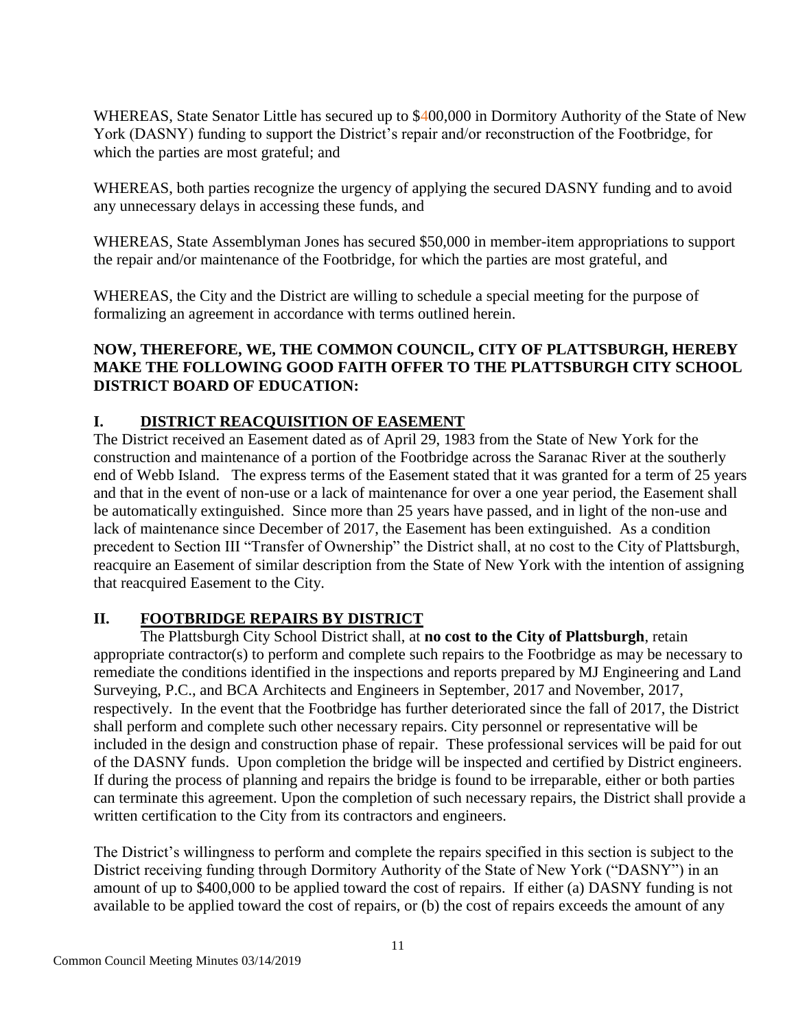WHEREAS, State Senator Little has secured up to $400,000 in Dormitory Authority of the State of New York (DASNY) funding to support the District's repair and/or reconstruction of the Footbridge, for which the parties are most grateful; and

WHEREAS, both parties recognize the urgency of applying the secured DASNY funding and to avoid any unnecessary delays in accessing these funds, and

WHEREAS, State Assemblyman Jones has secured $50,000 in member-item appropriations to support the repair and/or maintenance of the Footbridge, for which the parties are most grateful, and

WHEREAS, the City and the District are willing to schedule a special meeting for the purpose of formalizing an agreement in accordance with terms outlined herein.

**NOW, THEREFORE, WE, THE COMMON COUNCIL, CITY OF PLATTSBURGH, HEREBY MAKE THE FOLLOWING GOOD FAITH OFFER TO THE PLATTSBURGH CITY SCHOOL DISTRICT BOARD OF EDUCATION:**

## I. DISTRICT REACQUISITION OF EASEMENT

The District received an Easement dated as of April 29, 1983 from the State of New York for the construction and maintenance of a portion of the Footbridge across the Saranac River at the southerly end of Webb Island. The express terms of the Easement stated that it was granted for a term of 25 years and that in the event of non-use or a lack of maintenance for over a one year period, the Easement shall be automatically extinguished. Since more than 25 years have passed, and in light of the non-use and lack of maintenance since December of 2017, the Easement has been extinguished. As a condition precedent to Section III "Transfer of Ownership" the District shall, at no cost to the City of Plattsburgh, reacquire an Easement of similar description from the State of New York with the intention of assigning that reacquired Easement to the City.

## II. FOOTBRIDGE REPAIRS BY DISTRICT

The Plattsburgh City School District shall, at **no cost to the City of Plattsburgh**, retain appropriate contractor(s) to perform and complete such repairs to the Footbridge as may be necessary to remediate the conditions identified in the inspections and reports prepared by MJ Engineering and Land Surveying, P.C., and BCA Architects and Engineers in September, 2017 and November, 2017, respectively. In the event that the Footbridge has further deteriorated since the fall of 2017, the District shall perform and complete such other necessary repairs. City personnel or representative will be included in the design and construction phase of repair. These professional services will be paid for out of the DASNY funds. Upon completion the bridge will be inspected and certified by District engineers. If during the process of planning and repairs the bridge is found to be irreparable, either or both parties can terminate this agreement. Upon the completion of such necessary repairs, the District shall provide a written certification to the City from its contractors and engineers.

The District's willingness to perform and complete the repairs specified in this section is subject to the District receiving funding through Dormitory Authority of the State of New York ("DASNY") in an amount of up to $400,000 to be applied toward the cost of repairs. If either (a) DASNY funding is not available to be applied toward the cost of repairs, or (b) the cost of repairs exceeds the amount of any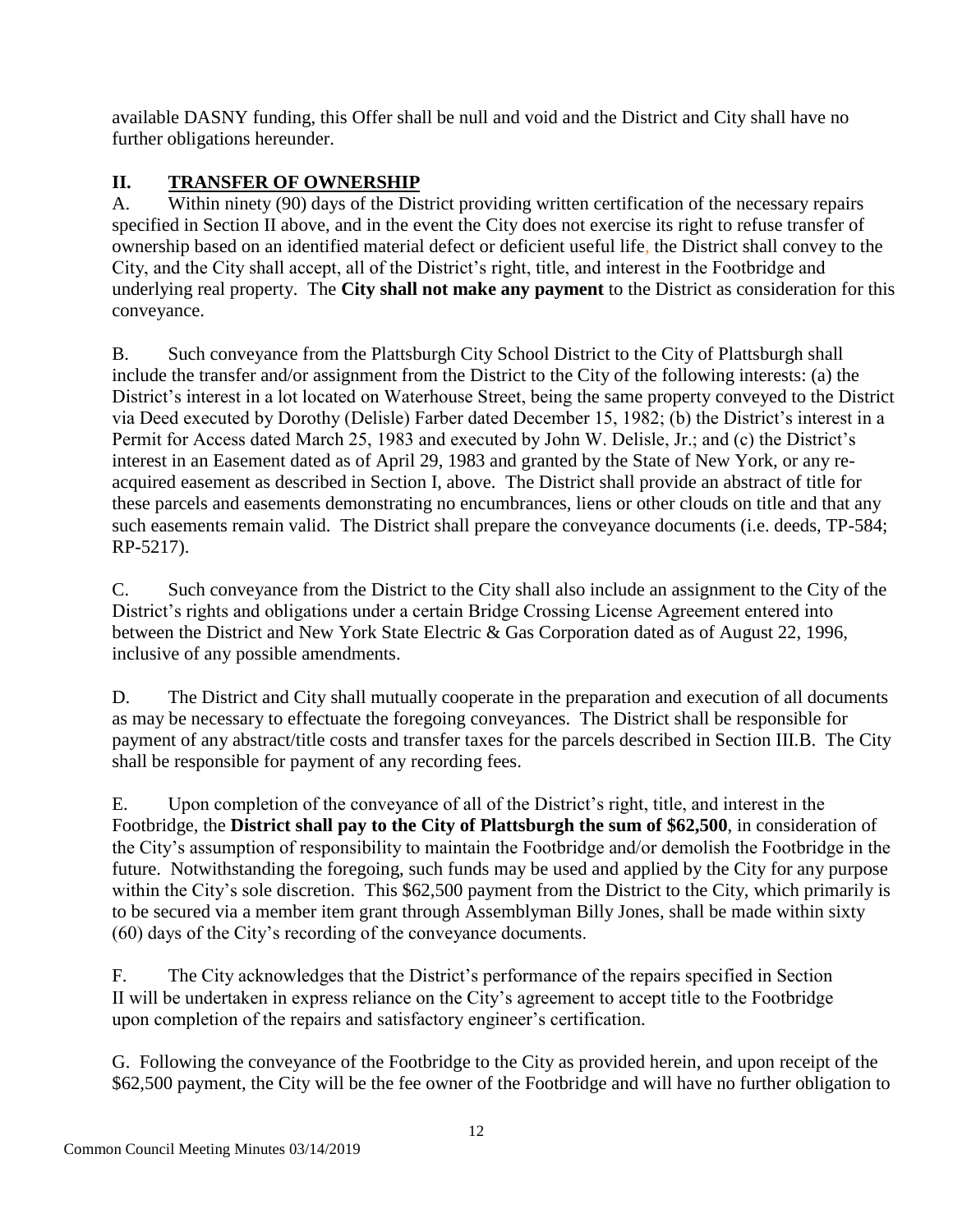available DASNY funding, this Offer shall be null and void and the District and City shall have no further obligations hereunder.

## II. TRANSFER OF OWNERSHIP

A. Within ninety (90) days of the District providing written certification of the necessary repairs specified in Section II above, and in the event the City does not exercise its right to refuse transfer of ownership based on an identified material defect or deficient useful life, the District shall convey to the City, and the City shall accept, all of the District's right, title, and interest in the Footbridge and underlying real property. The **City shall not make any payment** to the District as consideration for this conveyance.

B. Such conveyance from the Plattsburgh City School District to the City of Plattsburgh shall include the transfer and/or assignment from the District to the City of the following interests: (a) the District's interest in a lot located on Waterhouse Street, being the same property conveyed to the District via Deed executed by Dorothy (Delisle) Farber dated December 15, 1982; (b) the District's interest in a Permit for Access dated March 25, 1983 and executed by John W. Delisle, Jr.; and (c) the District's interest in an Easement dated as of April 29, 1983 and granted by the State of New York, or any re-acquired easement as described in Section I, above. The District shall provide an abstract of title for these parcels and easements demonstrating no encumbrances, liens or other clouds on title and that any such easements remain valid. The District shall prepare the conveyance documents (i.e. deeds, TP-584; RP-5217).

C. Such conveyance from the District to the City shall also include an assignment to the City of the District's rights and obligations under a certain Bridge Crossing License Agreement entered into between the District and New York State Electric & Gas Corporation dated as of August 22, 1996, inclusive of any possible amendments.

D. The District and City shall mutually cooperate in the preparation and execution of all documents as may be necessary to effectuate the foregoing conveyances. The District shall be responsible for payment of any abstract/title costs and transfer taxes for the parcels described in Section III.B. The City shall be responsible for payment of any recording fees.

E. Upon completion of the conveyance of all of the District's right, title, and interest in the Footbridge, the **District shall pay to the City of Plattsburgh the sum of $62,500**, in consideration of the City's assumption of responsibility to maintain the Footbridge and/or demolish the Footbridge in the future. Notwithstanding the foregoing, such funds may be used and applied by the City for any purpose within the City's sole discretion. This $62,500 payment from the District to the City, which primarily is to be secured via a member item grant through Assemblyman Billy Jones, shall be made within sixty (60) days of the City's recording of the conveyance documents.

F. The City acknowledges that the District's performance of the repairs specified in Section II will be undertaken in express reliance on the City's agreement to accept title to the Footbridge upon completion of the repairs and satisfactory engineer's certification.

G. Following the conveyance of the Footbridge to the City as provided herein, and upon receipt of the $62,500 payment, the City will be the fee owner of the Footbridge and will have no further obligation to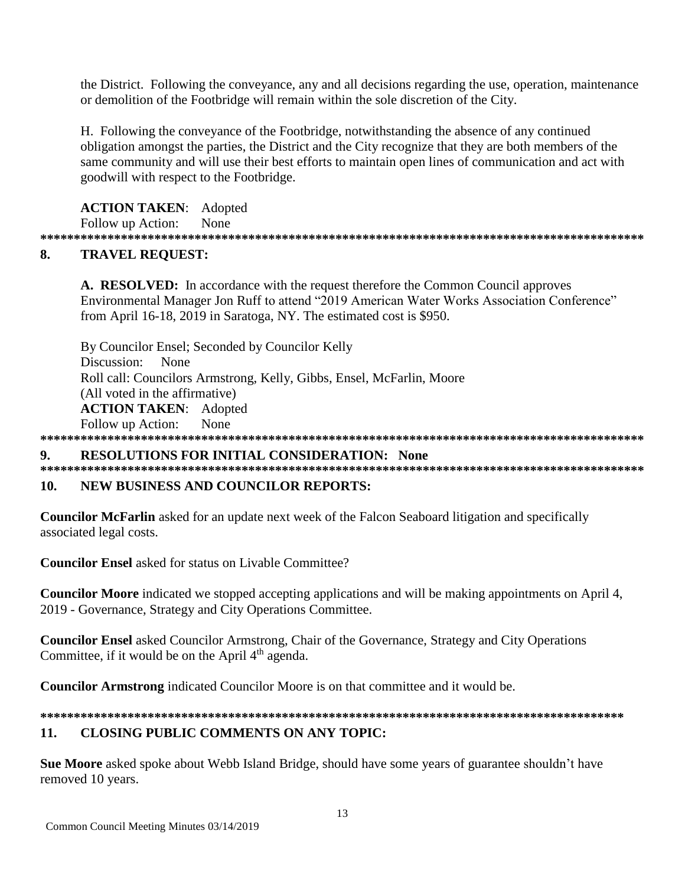the District. Following the conveyance, any and all decisions regarding the use, operation, maintenance or demolition of the Footbridge will remain within the sole discretion of the City.

H. Following the conveyance of the Footbridge, notwithstanding the absence of any continued obligation amongst the parties, the District and the City recognize that they are both members of the same community and will use their best efforts to maintain open lines of communication and act with goodwill with respect to the Footbridge.

**ACTION TAKEN**: Adopted
Follow up Action: None

**\*\*\*\*\*\*\*\*\*\*\*\*\*\*\*\*\*\*\*\*\*\*\*\*\*\*\*\*\*\*\*\*\*\*\*\*\*\*\*\*\*\*\*\*\*\*\*\*\*\*\*\*\*\*\*\*\*\*\*\*\*\*\*\*\*\*\*\*\*\*\*\*\*\*\*\*\*\*\*\*\*\*\*\*\*\*\*\*\*\***

## 8. TRAVEL REQUEST:

**A. RESOLVED:** In accordance with the request therefore the Common Council approves Environmental Manager Jon Ruff to attend "2019 American Water Works Association Conference" from April 16-18, 2019 in Saratoga, NY. The estimated cost is $950.

By Councilor Ensel; Seconded by Councilor Kelly
Discussion: None
Roll call: Councilors Armstrong, Kelly, Gibbs, Ensel, McFarlin, Moore
(All voted in the affirmative)
**ACTION TAKEN**: Adopted
Follow up Action: None

**\*\*\*\*\*\*\*\*\*\*\*\*\*\*\*\*\*\*\*\*\*\*\*\*\*\*\*\*\*\*\*\*\*\*\*\*\*\*\*\*\*\*\*\*\*\*\*\*\*\*\*\*\*\*\*\*\*\*\*\*\*\*\*\*\*\*\*\*\*\*\*\*\*\*\*\*\*\*\*\*\*\*\*\*\*\*\*\*\*\***

## 9. RESOLUTIONS FOR INITIAL CONSIDERATION: None

**\*\*\*\*\*\*\*\*\*\*\*\*\*\*\*\*\*\*\*\*\*\*\*\*\*\*\*\*\*\*\*\*\*\*\*\*\*\*\*\*\*\*\*\*\*\*\*\*\*\*\*\*\*\*\*\*\*\*\*\*\*\*\*\*\*\*\*\*\*\*\*\*\*\*\*\*\*\*\*\*\*\*\*\*\*\*\*\*\*\***

## 10. NEW BUSINESS AND COUNCILOR REPORTS:

**Councilor McFarlin** asked for an update next week of the Falcon Seaboard litigation and specifically associated legal costs.

**Councilor Ensel** asked for status on Livable Committee?

**Councilor Moore** indicated we stopped accepting applications and will be making appointments on April 4, 2019 - Governance, Strategy and City Operations Committee.

**Councilor Ensel** asked Councilor Armstrong, Chair of the Governance, Strategy and City Operations Committee, if it would be on the April 4th agenda.

**Councilor Armstrong** indicated Councilor Moore is on that committee and it would be.

**\*\*\*\*\*\*\*\*\*\*\*\*\*\*\*\*\*\*\*\*\*\*\*\*\*\*\*\*\*\*\*\*\*\*\*\*\*\*\*\*\*\*\*\*\*\*\*\*\*\*\*\*\*\*\*\*\*\*\*\*\*\*\*\*\*\*\*\*\*\*\*\*\*\*\*\*\*\*\*\*\*\*\*\*\*\*\*\*\***

## 11. CLOSING PUBLIC COMMENTS ON ANY TOPIC:

**Sue Moore** asked spoke about Webb Island Bridge, should have some years of guarantee shouldn't have removed 10 years.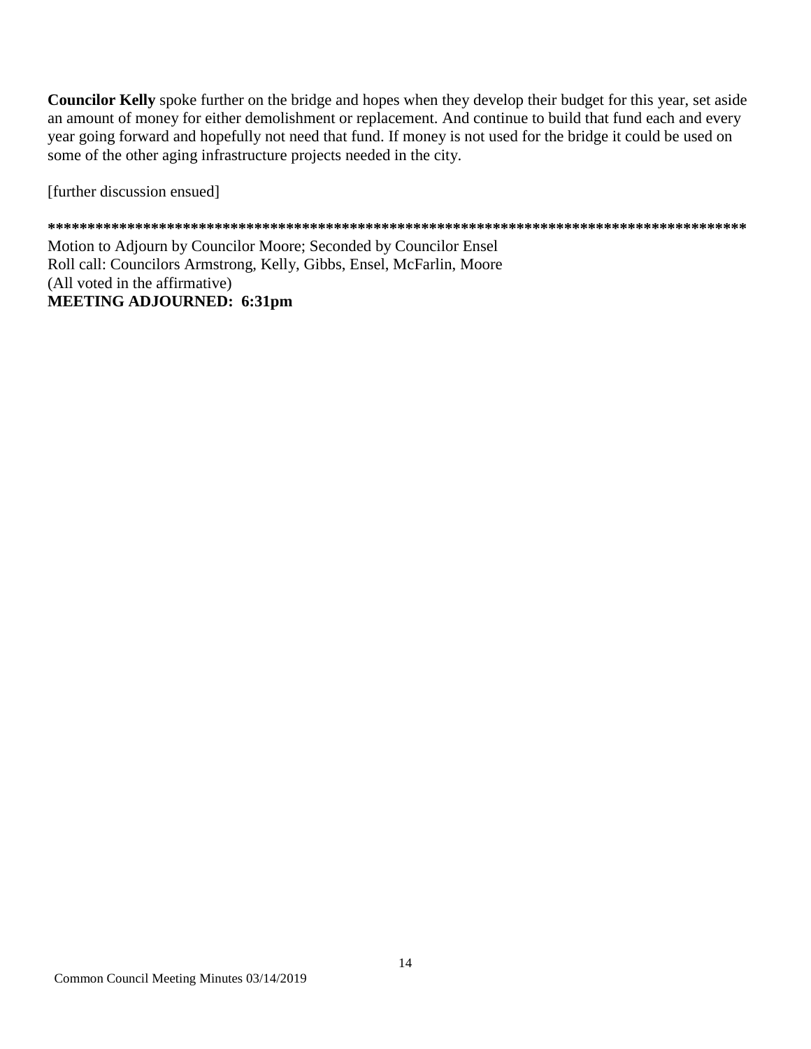**Councilor Kelly** spoke further on the bridge and hopes when they develop their budget for this year, set aside an amount of money for either demolishment or replacement. And continue to build that fund each and every year going forward and hopefully not need that fund. If money is not used for the bridge it could be used on some of the other aging infrastructure projects needed in the city.

[further discussion ensued]

**\*\*\*\*\*\*\*\*\*\*\*\*\*\*\*\*\*\*\*\*\*\*\*\*\*\*\*\*\*\*\*\*\*\*\*\*\*\*\*\*\*\*\*\*\*\*\*\*\*\*\*\*\*\*\*\*\*\*\*\*\*\*\*\*\*\*\*\*\*\*\*\*\*\*\*\*\*\*\*\*\*\*\*\*\*\*\*\*\*\***

Motion to Adjourn by Councilor Moore; Seconded by Councilor Ensel
Roll call: Councilors Armstrong, Kelly, Gibbs, Ensel, McFarlin, Moore
(All voted in the affirmative)
**MEETING ADJOURNED: 6:31pm**